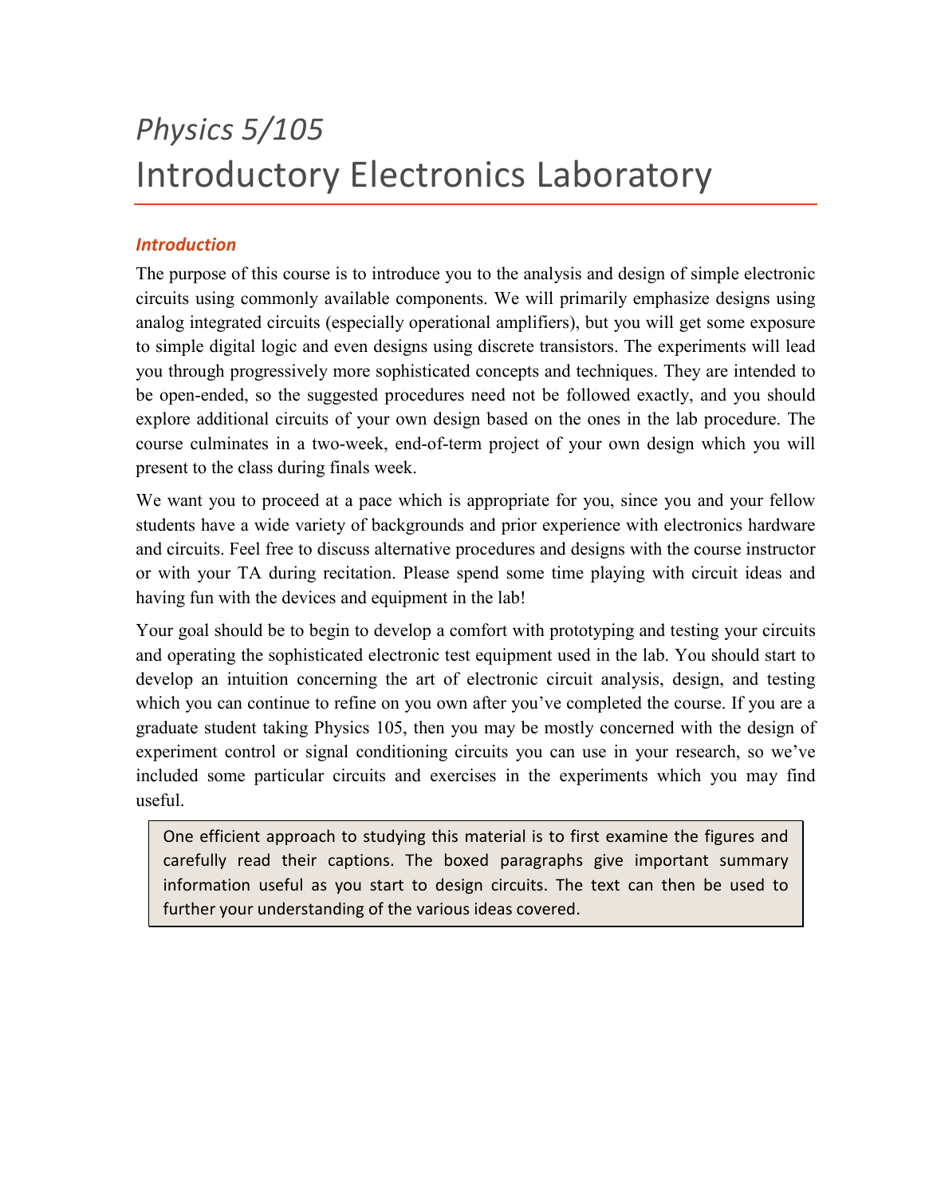# *Physics 5/105*

# Introductory Electronics Laboratory

## *Introduction*

The purpose of this course is to introduce you to the analysis and design of simple electronic circuits using commonly available components. We will primarily emphasize designs using analog integrated circuits (especially operational amplifiers), but you will get some exposure to simple digital logic and even designs using discrete transistors. The experiments will lead you through progressively more sophisticated concepts and techniques. They are intended to be open-ended, so the suggested procedures need not be followed exactly, and you should explore additional circuits of your own design based on the ones in the lab procedure. The course culminates in a two-week, end-of-term project of your own design which you will present to the class during finals week.

We want you to proceed at a pace which is appropriate for you, since you and your fellow students have a wide variety of backgrounds and prior experience with electronics hardware and circuits. Feel free to discuss alternative procedures and designs with the course instructor or with your TA during recitation. Please spend some time playing with circuit ideas and having fun with the devices and equipment in the lab!

Your goal should be to begin to develop a comfort with prototyping and testing your circuits and operating the sophisticated electronic test equipment used in the lab. You should start to develop an intuition concerning the art of electronic circuit analysis, design, and testing which you can continue to refine on you own after you've completed the course. If you are a graduate student taking Physics 105, then you may be mostly concerned with the design of experiment control or signal conditioning circuits you can use in your research, so we've included some particular circuits and exercises in the experiments which you may find useful.

> One efficient approach to studying this material is to first examine the figures and carefully read their captions. The boxed paragraphs give important summary information useful as you start to design circuits. The text can then be used to further your understanding of the various ideas covered.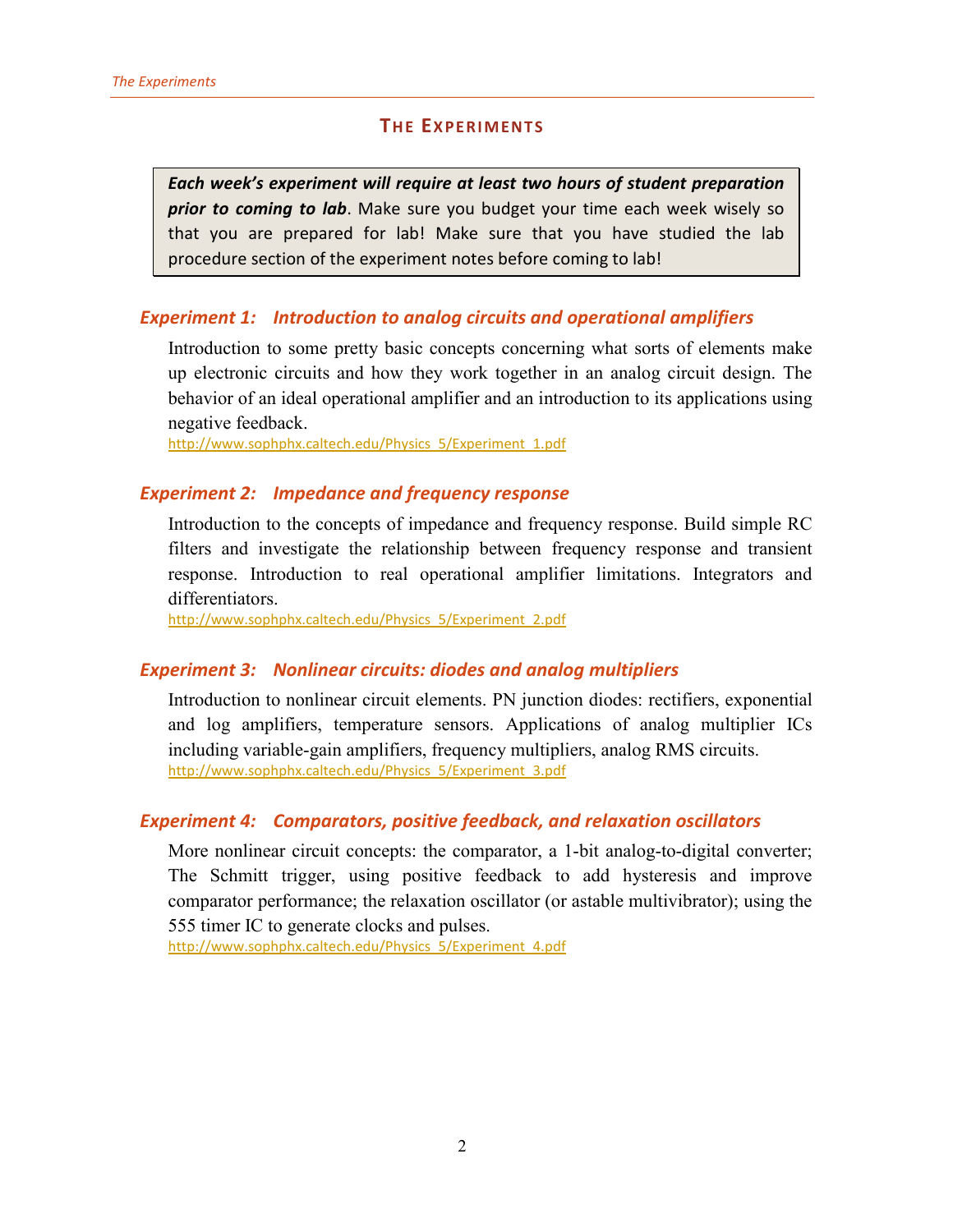# The Experiments

> ***Each week's experiment will require at least two hours of student preparation prior to coming to lab***. Make sure you budget your time each week wisely so that you are prepared for lab! Make sure that you have studied the lab procedure section of the experiment notes before coming to lab!

### *Experiment 1: Introduction to analog circuits and operational amplifiers*

Introduction to some pretty basic concepts concerning what sorts of elements make up electronic circuits and how they work together in an analog circuit design. The behavior of an ideal operational amplifier and an introduction to its applications using negative feedback.

http://www.sophphx.caltech.edu/Physics_5/Experiment_1.pdf

### *Experiment 2: Impedance and frequency response*

Introduction to the concepts of impedance and frequency response. Build simple RC filters and investigate the relationship between frequency response and transient response. Introduction to real operational amplifier limitations. Integrators and differentiators.

http://www.sophphx.caltech.edu/Physics_5/Experiment_2.pdf

### *Experiment 3: Nonlinear circuits: diodes and analog multipliers*

Introduction to nonlinear circuit elements. PN junction diodes: rectifiers, exponential and log amplifiers, temperature sensors. Applications of analog multiplier ICs including variable-gain amplifiers, frequency multipliers, analog RMS circuits.

http://www.sophphx.caltech.edu/Physics_5/Experiment_3.pdf

### *Experiment 4: Comparators, positive feedback, and relaxation oscillators*

More nonlinear circuit concepts: the comparator, a 1-bit analog-to-digital converter; The Schmitt trigger, using positive feedback to add hysteresis and improve comparator performance; the relaxation oscillator (or astable multivibrator); using the 555 timer IC to generate clocks and pulses.

http://www.sophphx.caltech.edu/Physics_5/Experiment_4.pdf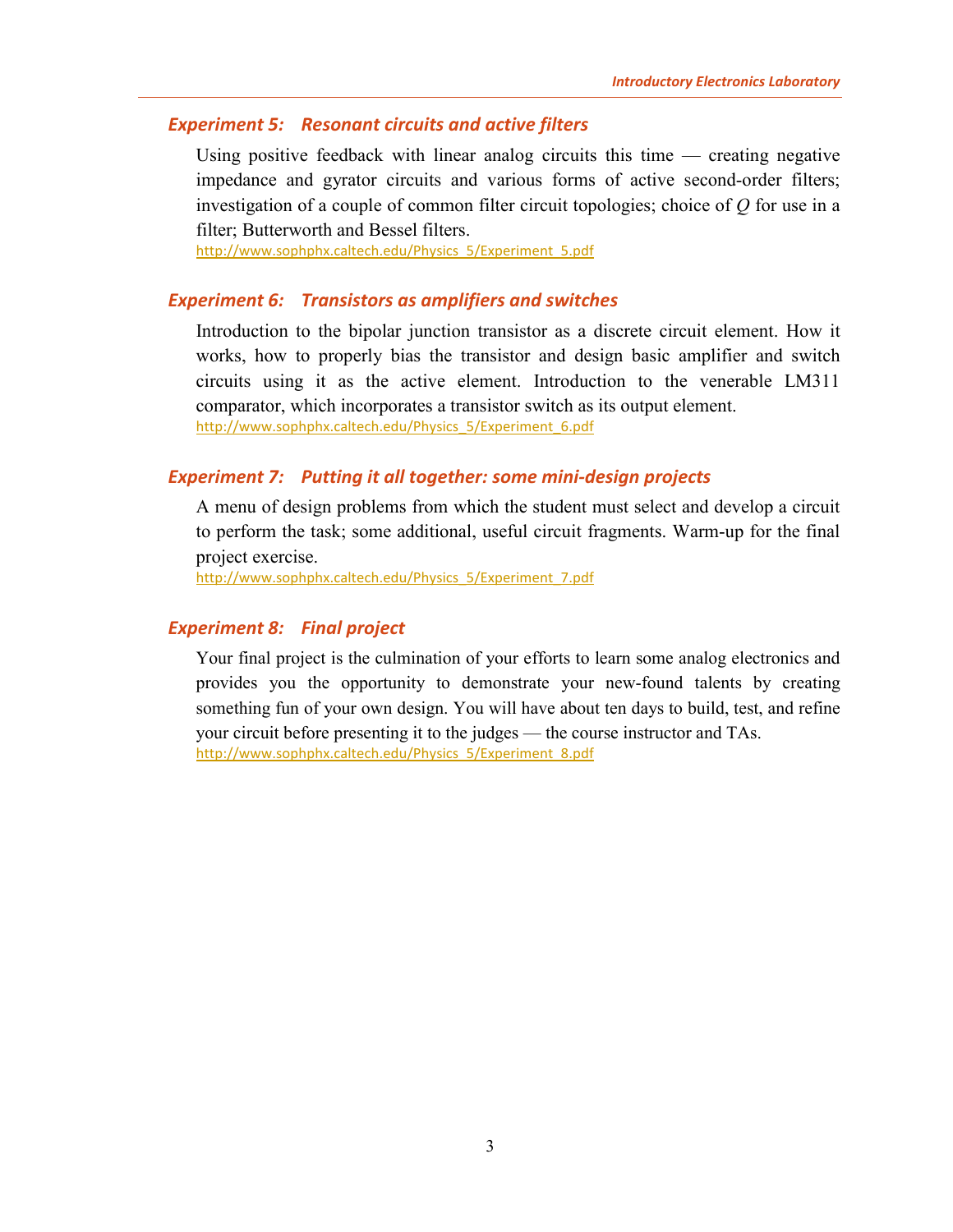### *Experiment 5: Resonant circuits and active filters*

Using positive feedback with linear analog circuits this time — creating negative impedance and gyrator circuits and various forms of active second-order filters; investigation of a couple of common filter circuit topologies; choice of $Q$ for use in a filter; Butterworth and Bessel filters.

http://www.sophphx.caltech.edu/Physics_5/Experiment_5.pdf

### *Experiment 6: Transistors as amplifiers and switches*

Introduction to the bipolar junction transistor as a discrete circuit element. How it works, how to properly bias the transistor and design basic amplifier and switch circuits using it as the active element. Introduction to the venerable LM311 comparator, which incorporates a transistor switch as its output element.

http://www.sophphx.caltech.edu/Physics_5/Experiment_6.pdf

### *Experiment 7: Putting it all together: some mini-design projects*

A menu of design problems from which the student must select and develop a circuit to perform the task; some additional, useful circuit fragments. Warm-up for the final project exercise.

http://www.sophphx.caltech.edu/Physics_5/Experiment_7.pdf

### *Experiment 8: Final project*

Your final project is the culmination of your efforts to learn some analog electronics and provides you the opportunity to demonstrate your new-found talents by creating something fun of your own design. You will have about ten days to build, test, and refine your circuit before presenting it to the judges — the course instructor and TAs.

http://www.sophphx.caltech.edu/Physics_5/Experiment_8.pdf